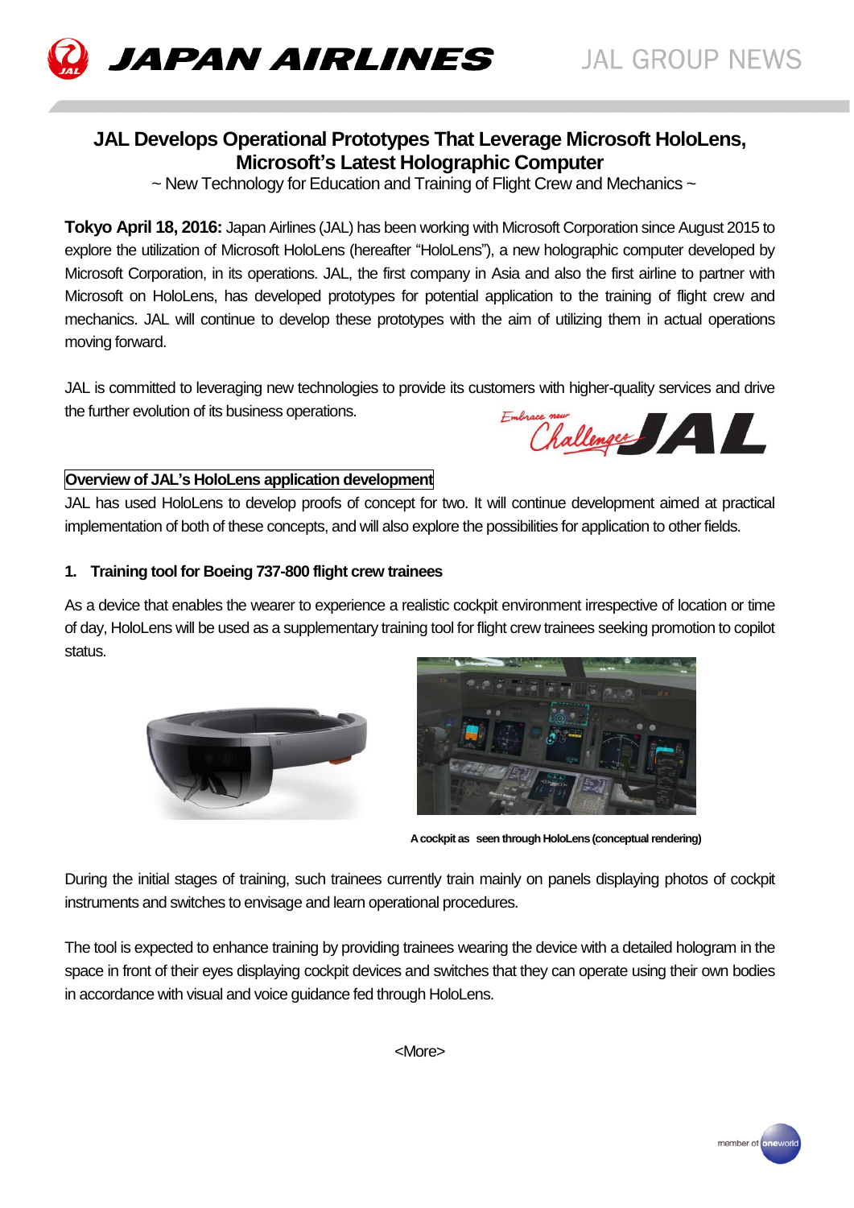# JAL Develops Operational Prototypes That Leverage Microsoft HoloLens, Microsoft's Latest Holographic Computer

~ New Technology for Education and Training of Flight Crew and Mechanics ~

**Tokyo April 18, 2016:** Japan Airlines (JAL) has been working with Microsoft Corporation since August 2015 to explore the utilization of Microsoft HoloLens (hereafter "HoloLens"), a new holographic computer developed by Microsoft Corporation, in its operations. JAL, the first company in Asia and also the first airline to partner with Microsoft on HoloLens, has developed prototypes for potential application to the training of flight crew and mechanics. JAL will continue to develop these prototypes with the aim of utilizing them in actual operations moving forward.

JAL is committed to leveraging new technologies to provide its customers with higher-quality services and drive the further evolution of its business operations.

## Overview of JAL's HoloLens application development

JAL has used HoloLens to develop proofs of concept for two. It will continue development aimed at practical implementation of both of these concepts, and will also explore the possibilities for application to other fields.

### 1. Training tool for Boeing 737-800 flight crew trainees

As a device that enables the wearer to experience a realistic cockpit environment irrespective of location or time of day, HoloLens will be used as a supplementary training tool for flight crew trainees seeking promotion to copilot status.

A cockpit as seen through HoloLens (conceptual rendering)

During the initial stages of training, such trainees currently train mainly on panels displaying photos of cockpit instruments and switches to envisage and learn operational procedures.

The tool is expected to enhance training by providing trainees wearing the device with a detailed hologram in the space in front of their eyes displaying cockpit devices and switches that they can operate using their own bodies in accordance with visual and voice guidance fed through HoloLens.

<More>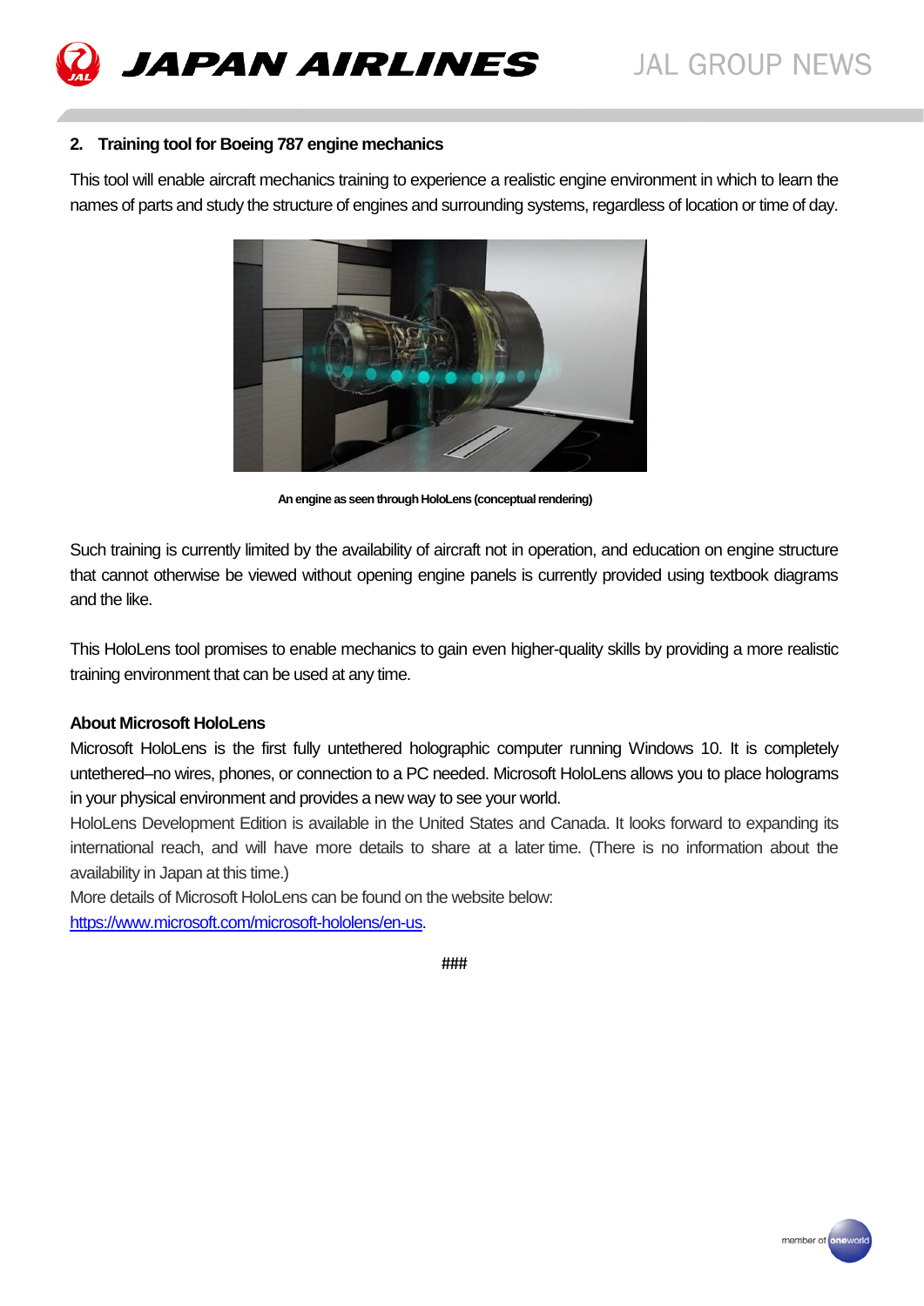## 2. Training tool for Boeing 787 engine mechanics

This tool will enable aircraft mechanics training to experience a realistic engine environment in which to learn the names of parts and study the structure of engines and surrounding systems, regardless of location or time of day.

**An engine as seen through HoloLens (conceptual rendering)**

Such training is currently limited by the availability of aircraft not in operation, and education on engine structure that cannot otherwise be viewed without opening engine panels is currently provided using textbook diagrams and the like.

This HoloLens tool promises to enable mechanics to gain even higher-quality skills by providing a more realistic training environment that can be used at any time.

**About Microsoft HoloLens**

Microsoft HoloLens is the first fully untethered holographic computer running Windows 10. It is completely untethered–no wires, phones, or connection to a PC needed. Microsoft HoloLens allows you to place holograms in your physical environment and provides a new way to see your world.

HoloLens Development Edition is available in the United States and Canada. It looks forward to expanding its international reach, and will have more details to share at a later time. (There is no information about the availability in Japan at this time.)

More details of Microsoft HoloLens can be found on the website below:

https://www.microsoft.com/microsoft-hololens/en-us.

###